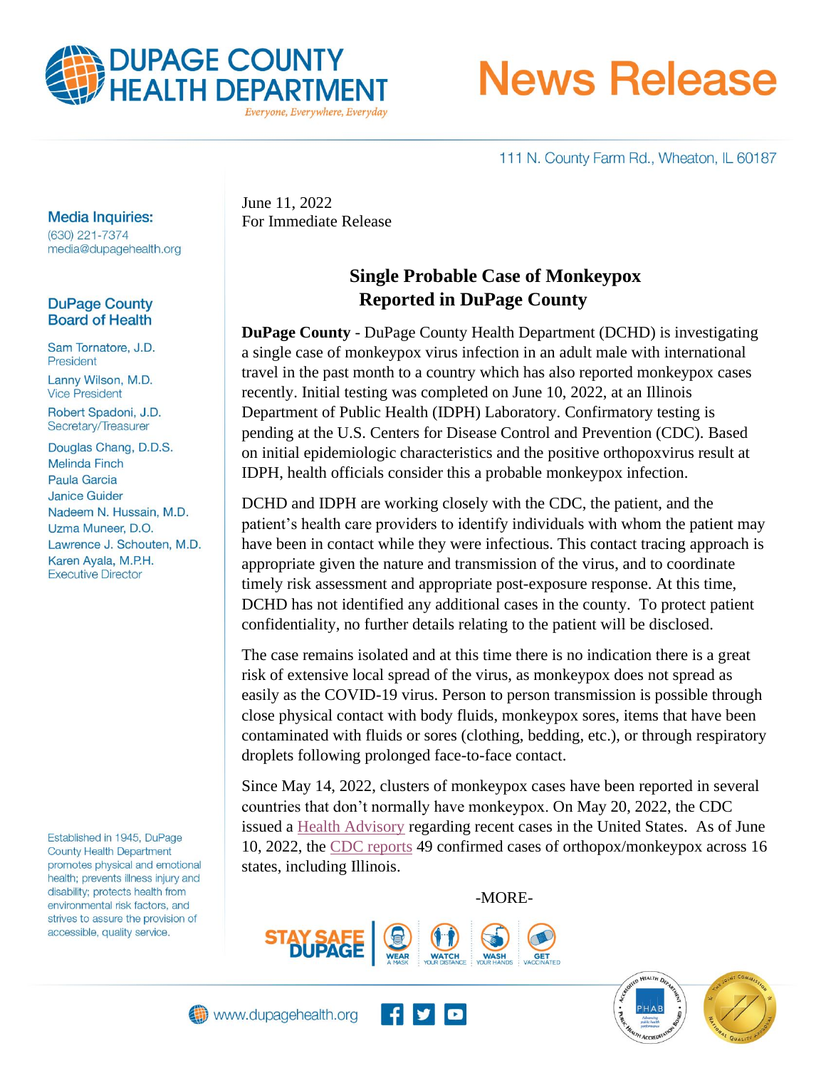**DUPAGE COUNTY HEALTH DEPARTMENT**
*Everyone, Everywhere, Everyday*

# News Release

111 N. County Farm Rd., Wheaton, IL 60187

**Media Inquiries:**
(630) 221-7374
media@dupagehealth.org

**DuPage County Board of Health**

Sam Tornatore, J.D.
President

Lanny Wilson, M.D.
Vice President

Robert Spadoni, J.D.
Secretary/Treasurer

Douglas Chang, D.D.S.
Melinda Finch
Paula Garcia
Janice Guider
Nadeem N. Hussain, M.D.
Uzma Muneer, D.O.
Lawrence J. Schouten, M.D.
Karen Ayala, M.P.H.
Executive Director

Established in 1945, DuPage County Health Department promotes physical and emotional health; prevents illness injury and disability; protects health from environmental risk factors, and strives to assure the provision of accessible, quality service.

June 11, 2022
For Immediate Release

## Single Probable Case of Monkeypox Reported in DuPage County

**DuPage County** - DuPage County Health Department (DCHD) is investigating a single case of monkeypox virus infection in an adult male with international travel in the past month to a country which has also reported monkeypox cases recently. Initial testing was completed on June 10, 2022, at an Illinois Department of Public Health (IDPH) Laboratory. Confirmatory testing is pending at the U.S. Centers for Disease Control and Prevention (CDC). Based on initial epidemiologic characteristics and the positive orthopoxvirus result at IDPH, health officials consider this a probable monkeypox infection.

DCHD and IDPH are working closely with the CDC, the patient, and the patient's health care providers to identify individuals with whom the patient may have been in contact while they were infectious. This contact tracing approach is appropriate given the nature and transmission of the virus, and to coordinate timely risk assessment and appropriate post-exposure response. At this time, DCHD has not identified any additional cases in the county. To protect patient confidentiality, no further details relating to the patient will be disclosed.

The case remains isolated and at this time there is no indication there is a great risk of extensive local spread of the virus, as monkeypox does not spread as easily as the COVID-19 virus. Person to person transmission is possible through close physical contact with body fluids, monkeypox sores, items that have been contaminated with fluids or sores (clothing, bedding, etc.), or through respiratory droplets following prolonged face-to-face contact.

Since May 14, 2022, clusters of monkeypox cases have been reported in several countries that don't normally have monkeypox. On May 20, 2022, the CDC issued a Health Advisory regarding recent cases in the United States. As of June 10, 2022, the CDC reports 49 confirmed cases of orthopox/monkeypox across 16 states, including Illinois.

-MORE-

STAY SAFE DUPAGE | WEAR A MASK | WATCH YOUR DISTANCE | WASH YOUR HANDS | GET VACCINATED

www.dupagehealth.org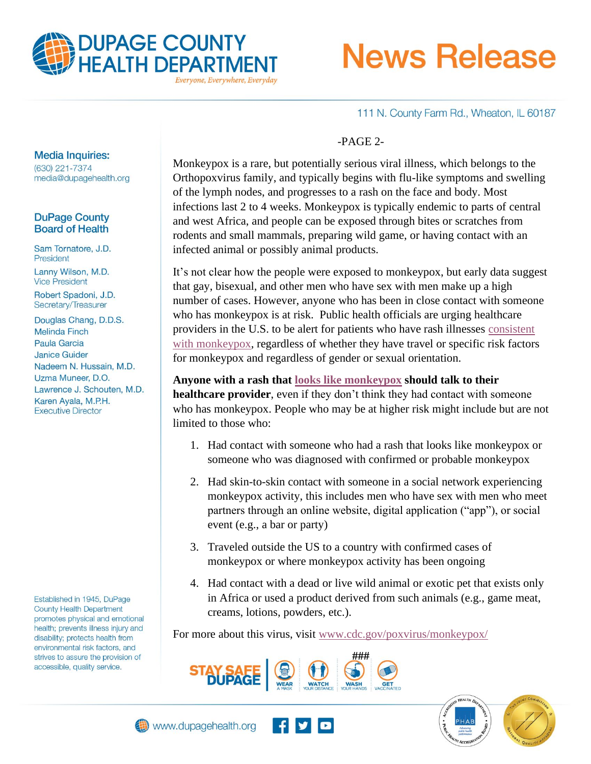-PAGE 2-

Monkeypox is a rare, but potentially serious viral illness, which belongs to the Orthopoxvirus family, and typically begins with flu-like symptoms and swelling of the lymph nodes, and progresses to a rash on the face and body. Most infections last 2 to 4 weeks. Monkeypox is typically endemic to parts of central and west Africa, and people can be exposed through bites or scratches from rodents and small mammals, preparing wild game, or having contact with an infected animal or possibly animal products.

It's not clear how the people were exposed to monkeypox, but early data suggest that gay, bisexual, and other men who have sex with men make up a high number of cases. However, anyone who has been in close contact with someone who has monkeypox is at risk. Public health officials are urging healthcare providers in the U.S. to be alert for patients who have rash illnesses consistent with monkeypox, regardless of whether they have travel or specific risk factors for monkeypox and regardless of gender or sexual orientation.

**Anyone with a rash that looks like monkeypox should talk to their healthcare provider**, even if they don't think they had contact with someone who has monkeypox. People who may be at higher risk might include but are not limited to those who:

1. Had contact with someone who had a rash that looks like monkeypox or someone who was diagnosed with confirmed or probable monkeypox
2. Had skin-to-skin contact with someone in a social network experiencing monkeypox activity, this includes men who have sex with men who meet partners through an online website, digital application ("app"), or social event (e.g., a bar or party)
3. Traveled outside the US to a country with confirmed cases of monkeypox or where monkeypox activity has been ongoing
4. Had contact with a dead or live wild animal or exotic pet that exists only in Africa or used a product derived from such animals (e.g., game meat, creams, lotions, powders, etc.).

For more about this virus, visit www.cdc.gov/poxvirus/monkeypox/

###

**Media Inquiries:**
(630) 221-7374
media@dupagehealth.org

**DuPage County Board of Health**

Sam Tornatore, J.D.
President

Lanny Wilson, M.D.
Vice President

Robert Spadoni, J.D.
Secretary/Treasurer

Douglas Chang, D.D.S.
Melinda Finch
Paula Garcia
Janice Guider
Nadeem N. Hussain, M.D.
Uzma Muneer, D.O.
Lawrence J. Schouten, M.D.
Karen Ayala, M.P.H.
Executive Director

Established in 1945, DuPage County Health Department promotes physical and emotional health; prevents illness injury and disability; protects health from environmental risk factors, and strives to assure the provision of accessible, quality service.

STAY SAFE DUPAGE — WEAR A MASK | WATCH YOUR DISTANCE | WASH YOUR HANDS | GET VACCINATED

www.dupagehealth.org